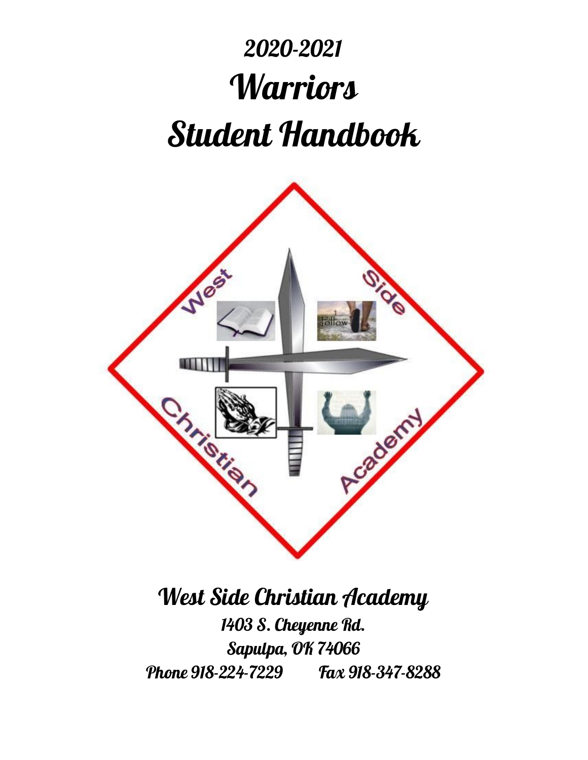# *2020-2021*

# Warriors

# Student Handbook

## West Side Christian Academy

*1403 S. Cheyenne Rd.*

*Sapulpa, OK 74066*

*Phone 918-224-7229        Fax 918-347-8288*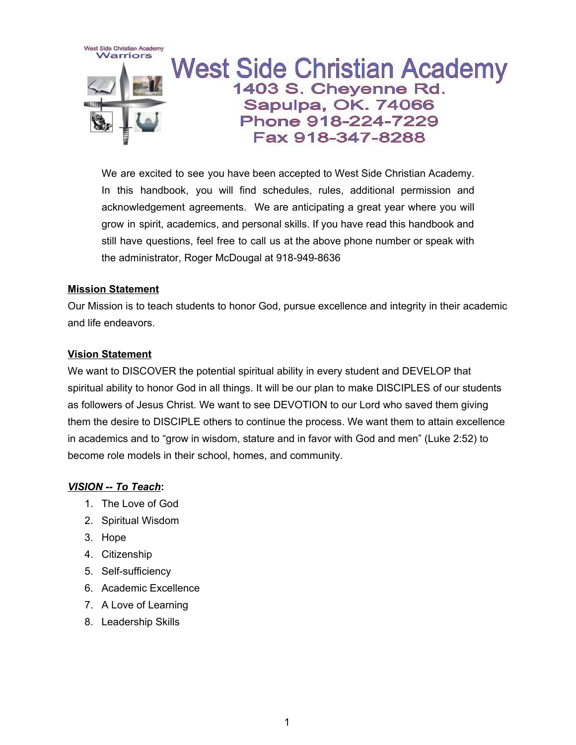# West Side Christian Academy

1403 S. Cheyenne Rd.
Sapulpa, OK. 74066
Phone 918-224-7229
Fax 918-347-8288

We are excited to see you have been accepted to West Side Christian Academy. In this handbook, you will find schedules, rules, additional permission and acknowledgement agreements. We are anticipating a great year where you will grow in spirit, academics, and personal skills. If you have read this handbook and still have questions, feel free to call us at the above phone number or speak with the administrator, Roger McDougal at 918-949-8636

## Mission Statement

Our Mission is to teach students to honor God, pursue excellence and integrity in their academic and life endeavors.

## Vision Statement

We want to DISCOVER the potential spiritual ability in every student and DEVELOP that spiritual ability to honor God in all things. It will be our plan to make DISCIPLES of our students as followers of Jesus Christ. We want to see DEVOTION to our Lord who saved them giving them the desire to DISCIPLE others to continue the process. We want them to attain excellence in academics and to "grow in wisdom, stature and in favor with God and men" (Luke 2:52) to become role models in their school, homes, and community.

## *VISION -- To Teach*:

1. The Love of God
2. Spiritual Wisdom
3. Hope
4. Citizenship
5. Self-sufficiency
6. Academic Excellence
7. A Love of Learning
8. Leadership Skills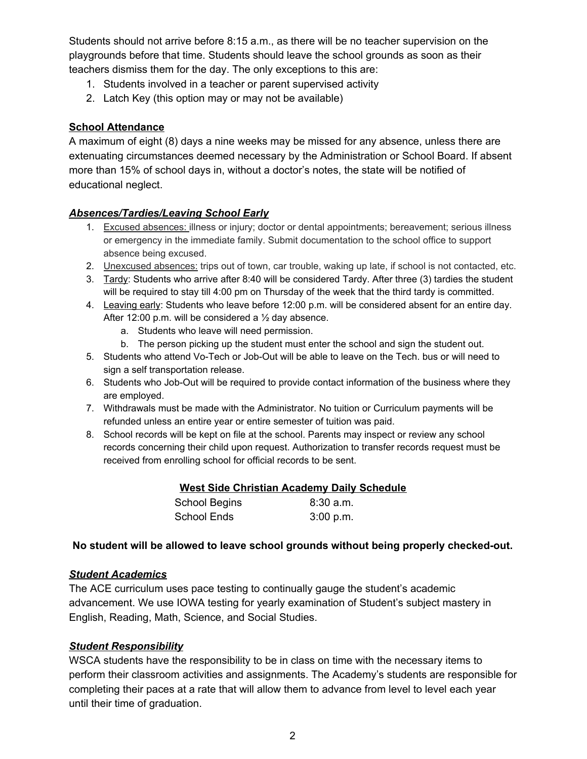Students should not arrive before 8:15 a.m., as there will be no teacher supervision on the playgrounds before that time. Students should leave the school grounds as soon as their teachers dismiss them for the day. The only exceptions to this are:

1. Students involved in a teacher or parent supervised activity
2. Latch Key (this option may or may not be available)

## School Attendance

A maximum of eight (8) days a nine weeks may be missed for any absence, unless there are extenuating circumstances deemed necessary by the Administration or School Board. If absent more than 15% of school days in, without a doctor's notes, the state will be notified of educational neglect.

### ***Absences/Tardies/Leaving School Early***

1. Excused absences: illness or injury; doctor or dental appointments; bereavement; serious illness or emergency in the immediate family. Submit documentation to the school office to support absence being excused.
2. Unexcused absences: trips out of town, car trouble, waking up late, if school is not contacted, etc.
3. Tardy: Students who arrive after 8:40 will be considered Tardy. After three (3) tardies the student will be required to stay till 4:00 pm on Thursday of the week that the third tardy is committed.
4. Leaving early: Students who leave before 12:00 p.m. will be considered absent for an entire day. After 12:00 p.m. will be considered a ½ day absence.
   a. Students who leave will need permission.
   b. The person picking up the student must enter the school and sign the student out.
5. Students who attend Vo-Tech or Job-Out will be able to leave on the Tech. bus or will need to sign a self transportation release.
6. Students who Job-Out will be required to provide contact information of the business where they are employed.
7. Withdrawals must be made with the Administrator. No tuition or Curriculum payments will be refunded unless an entire year or entire semester of tuition was paid.
8. School records will be kept on file at the school. Parents may inspect or review any school records concerning their child upon request. Authorization to transfer records request must be received from enrolling school for official records to be sent.

**West Side Christian Academy Daily Schedule**

| | |
|---|---|
| School Begins | 8:30 a.m. |
| School Ends | 3:00 p.m. |

**No student will be allowed to leave school grounds without being properly checked-out.**

### ***Student Academics***

The ACE curriculum uses pace testing to continually gauge the student's academic advancement. We use IOWA testing for yearly examination of Student's subject mastery in English, Reading, Math, Science, and Social Studies.

### ***Student Responsibility***

WSCA students have the responsibility to be in class on time with the necessary items to perform their classroom activities and assignments. The Academy's students are responsible for completing their paces at a rate that will allow them to advance from level to level each year until their time of graduation.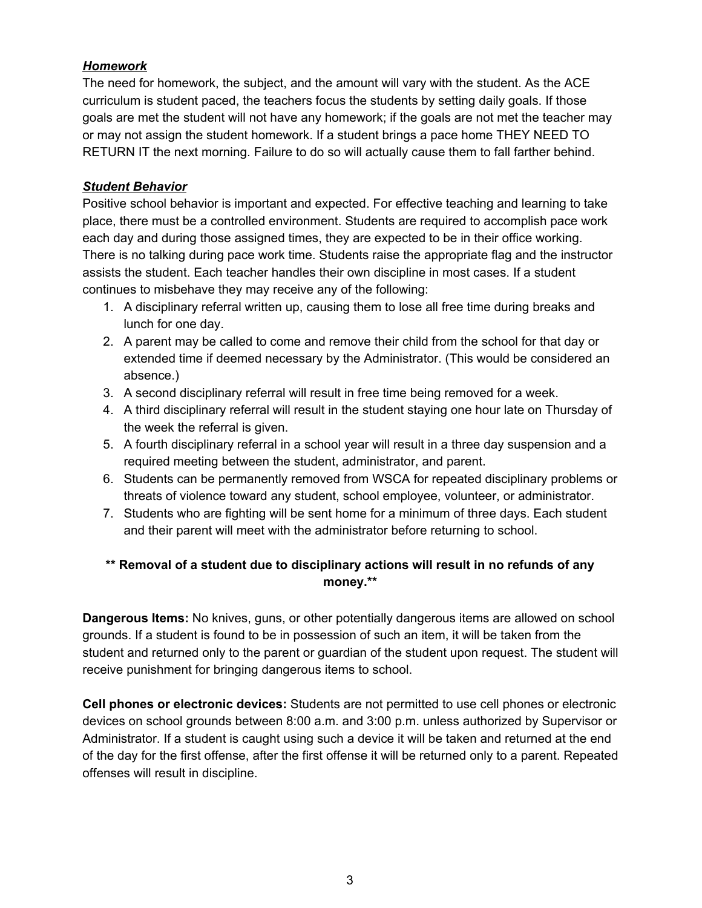***Homework***

The need for homework, the subject, and the amount will vary with the student. As the ACE curriculum is student paced, the teachers focus the students by setting daily goals. If those goals are met the student will not have any homework; if the goals are not met the teacher may or may not assign the student homework. If a student brings a pace home THEY NEED TO RETURN IT the next morning. Failure to do so will actually cause them to fall farther behind.

***Student Behavior***

Positive school behavior is important and expected. For effective teaching and learning to take place, there must be a controlled environment. Students are required to accomplish pace work each day and during those assigned times, they are expected to be in their office working. There is no talking during pace work time. Students raise the appropriate flag and the instructor assists the student. Each teacher handles their own discipline in most cases. If a student continues to misbehave they may receive any of the following:

1. A disciplinary referral written up, causing them to lose all free time during breaks and lunch for one day.
2. A parent may be called to come and remove their child from the school for that day or extended time if deemed necessary by the Administrator. (This would be considered an absence.)
3. A second disciplinary referral will result in free time being removed for a week.
4. A third disciplinary referral will result in the student staying one hour late on Thursday of the week the referral is given.
5. A fourth disciplinary referral in a school year will result in a three day suspension and a required meeting between the student, administrator, and parent.
6. Students can be permanently removed from WSCA for repeated disciplinary problems or threats of violence toward any student, school employee, volunteer, or administrator.
7. Students who are fighting will be sent home for a minimum of three days. Each student and their parent will meet with the administrator before returning to school.

**** Removal of a student due to disciplinary actions will result in no refunds of any money.****

**Dangerous Items:** No knives, guns, or other potentially dangerous items are allowed on school grounds. If a student is found to be in possession of such an item, it will be taken from the student and returned only to the parent or guardian of the student upon request. The student will receive punishment for bringing dangerous items to school.

**Cell phones or electronic devices:** Students are not permitted to use cell phones or electronic devices on school grounds between 8:00 a.m. and 3:00 p.m. unless authorized by Supervisor or Administrator. If a student is caught using such a device it will be taken and returned at the end of the day for the first offense, after the first offense it will be returned only to a parent. Repeated offenses will result in discipline.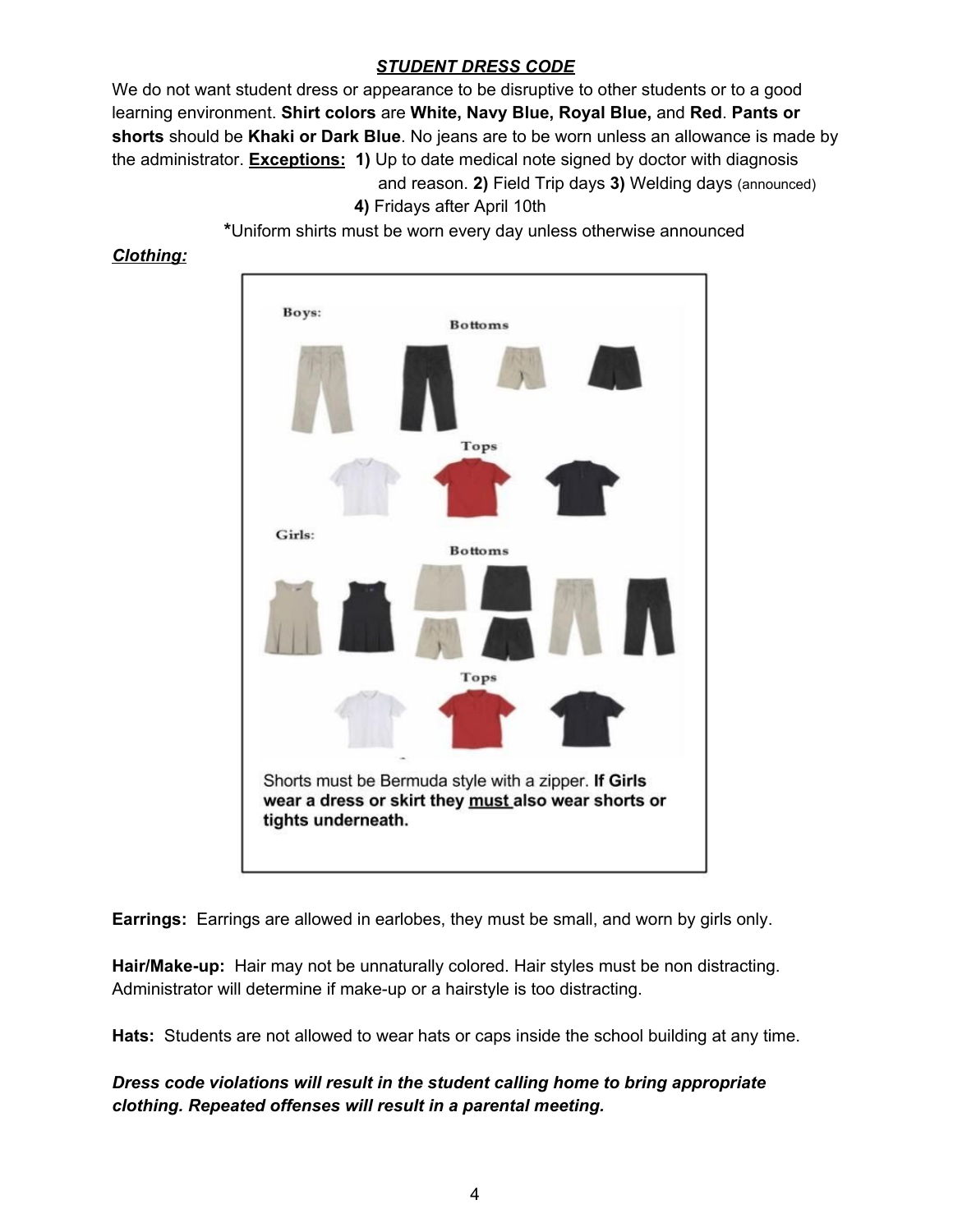## ***STUDENT DRESS CODE***

We do not want student dress or appearance to be disruptive to other students or to a good learning environment. **Shirt colors** are **White, Navy Blue, Royal Blue,** and **Red**. **Pants or shorts** should be **Khaki or Dark Blue**. No jeans are to be worn unless an allowance is made by the administrator. **Exceptions:** **1)** Up to date medical note signed by doctor with diagnosis and reason. **2)** Field Trip days **3)** Welding days (announced) **4)** Fridays after April 10th

***Uniform shirts must be worn every day unless otherwise announced**

***Clothing:***

Boys:

Bottoms

Tops

Girls:

Bottoms

Tops

Shorts must be Bermuda style with a zipper. **If Girls wear a dress or skirt they must also wear shorts or tights underneath.**

**Earrings:** Earrings are allowed in earlobes, they must be small, and worn by girls only.

**Hair/Make-up:** Hair may not be unnaturally colored. Hair styles must be non distracting. Administrator will determine if make-up or a hairstyle is too distracting.

**Hats:** Students are not allowed to wear hats or caps inside the school building at any time.

***Dress code violations will result in the student calling home to bring appropriate clothing. Repeated offenses will result in a parental meeting.***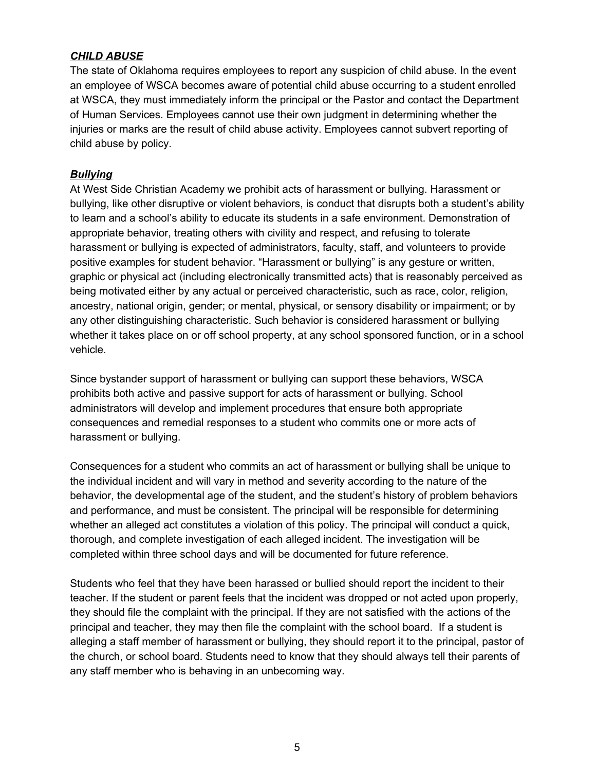### ***CHILD ABUSE***

The state of Oklahoma requires employees to report any suspicion of child abuse. In the event an employee of WSCA becomes aware of potential child abuse occurring to a student enrolled at WSCA, they must immediately inform the principal or the Pastor and contact the Department of Human Services. Employees cannot use their own judgment in determining whether the injuries or marks are the result of child abuse activity. Employees cannot subvert reporting of child abuse by policy.

### ***Bullying***

At West Side Christian Academy we prohibit acts of harassment or bullying. Harassment or bullying, like other disruptive or violent behaviors, is conduct that disrupts both a student's ability to learn and a school's ability to educate its students in a safe environment. Demonstration of appropriate behavior, treating others with civility and respect, and refusing to tolerate harassment or bullying is expected of administrators, faculty, staff, and volunteers to provide positive examples for student behavior. "Harassment or bullying" is any gesture or written, graphic or physical act (including electronically transmitted acts) that is reasonably perceived as being motivated either by any actual or perceived characteristic, such as race, color, religion, ancestry, national origin, gender; or mental, physical, or sensory disability or impairment; or by any other distinguishing characteristic. Such behavior is considered harassment or bullying whether it takes place on or off school property, at any school sponsored function, or in a school vehicle.

Since bystander support of harassment or bullying can support these behaviors, WSCA prohibits both active and passive support for acts of harassment or bullying. School administrators will develop and implement procedures that ensure both appropriate consequences and remedial responses to a student who commits one or more acts of harassment or bullying.

Consequences for a student who commits an act of harassment or bullying shall be unique to the individual incident and will vary in method and severity according to the nature of the behavior, the developmental age of the student, and the student's history of problem behaviors and performance, and must be consistent. The principal will be responsible for determining whether an alleged act constitutes a violation of this policy. The principal will conduct a quick, thorough, and complete investigation of each alleged incident. The investigation will be completed within three school days and will be documented for future reference.

Students who feel that they have been harassed or bullied should report the incident to their teacher. If the student or parent feels that the incident was dropped or not acted upon properly, they should file the complaint with the principal. If they are not satisfied with the actions of the principal and teacher, they may then file the complaint with the school board. If a student is alleging a staff member of harassment or bullying, they should report it to the principal, pastor of the church, or school board. Students need to know that they should always tell their parents of any staff member who is behaving in an unbecoming way.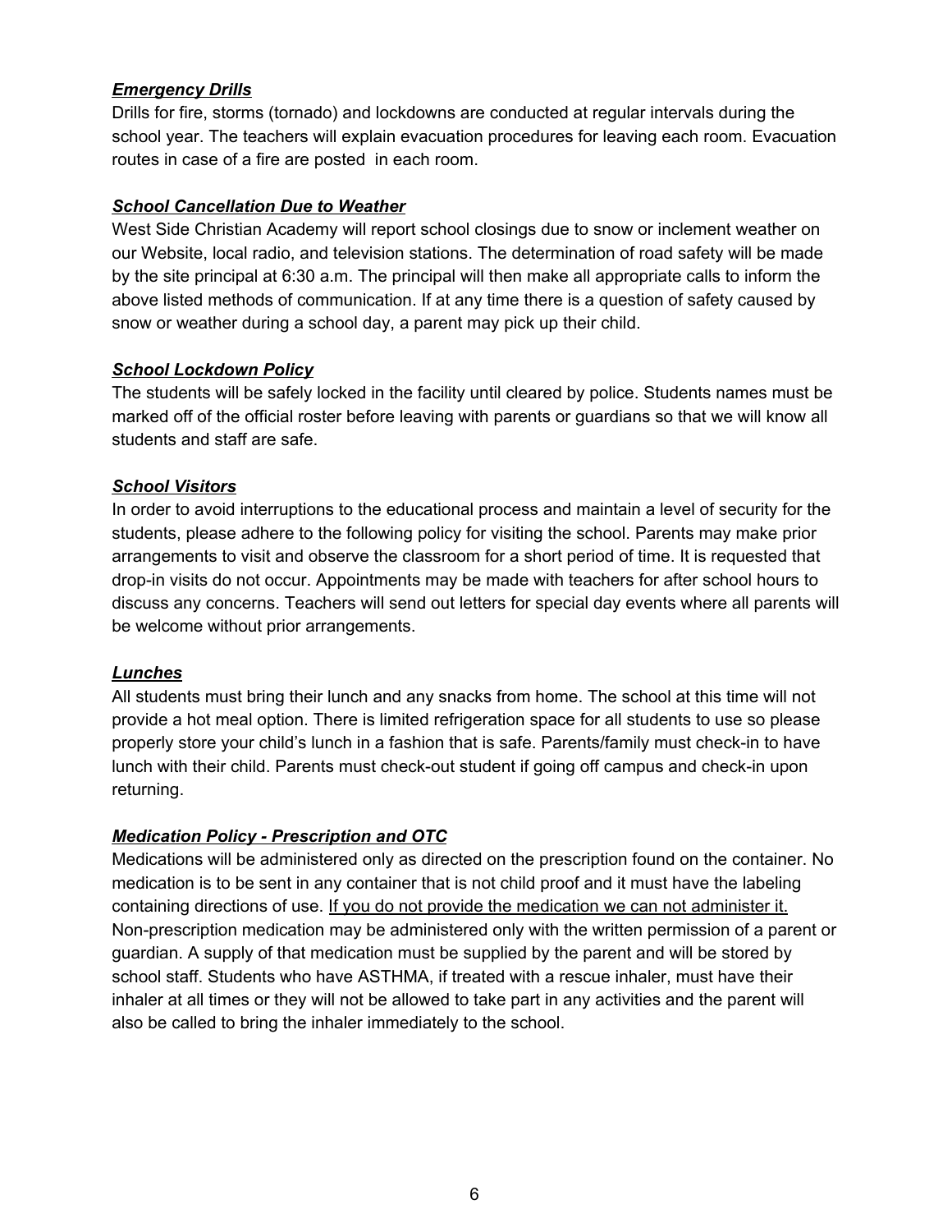***Emergency Drills***

Drills for fire, storms (tornado) and lockdowns are conducted at regular intervals during the school year. The teachers will explain evacuation procedures for leaving each room. Evacuation routes in case of a fire are posted  in each room.

***School Cancellation Due to Weather***

West Side Christian Academy will report school closings due to snow or inclement weather on our Website, local radio, and television stations. The determination of road safety will be made by the site principal at 6:30 a.m. The principal will then make all appropriate calls to inform the above listed methods of communication. If at any time there is a question of safety caused by snow or weather during a school day, a parent may pick up their child.

***School Lockdown Policy***

The students will be safely locked in the facility until cleared by police. Students names must be marked off of the official roster before leaving with parents or guardians so that we will know all students and staff are safe.

***School Visitors***

In order to avoid interruptions to the educational process and maintain a level of security for the students, please adhere to the following policy for visiting the school. Parents may make prior arrangements to visit and observe the classroom for a short period of time. It is requested that drop-in visits do not occur. Appointments may be made with teachers for after school hours to discuss any concerns. Teachers will send out letters for special day events where all parents will be welcome without prior arrangements.

***Lunches***

All students must bring their lunch and any snacks from home. The school at this time will not provide a hot meal option. There is limited refrigeration space for all students to use so please properly store your child's lunch in a fashion that is safe. Parents/family must check-in to have lunch with their child. Parents must check-out student if going off campus and check-in upon returning.

***Medication Policy - Prescription and OTC***

Medications will be administered only as directed on the prescription found on the container. No medication is to be sent in any container that is not child proof and it must have the labeling containing directions of use. <u>If you do not provide the medication we can not administer it.</u> Non-prescription medication may be administered only with the written permission of a parent or guardian. A supply of that medication must be supplied by the parent and will be stored by school staff. Students who have ASTHMA, if treated with a rescue inhaler, must have their inhaler at all times or they will not be allowed to take part in any activities and the parent will also be called to bring the inhaler immediately to the school.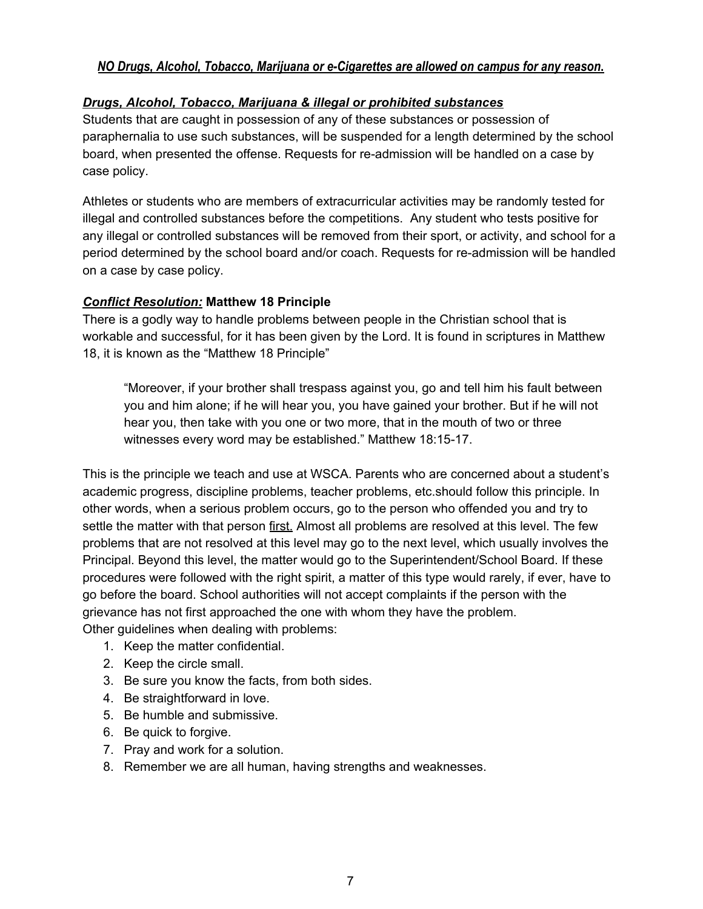***NO Drugs, Alcohol, Tobacco, Marijuana or e-Cigarettes are allowed on campus for any reason.***

***Drugs, Alcohol, Tobacco, Marijuana & illegal or prohibited substances***

Students that are caught in possession of any of these substances or possession of paraphernalia to use such substances, will be suspended for a length determined by the school board, when presented the offense. Requests for re-admission will be handled on a case by case policy.

Athletes or students who are members of extracurricular activities may be randomly tested for illegal and controlled substances before the competitions. Any student who tests positive for any illegal or controlled substances will be removed from their sport, or activity, and school for a period determined by the school board and/or coach. Requests for re-admission will be handled on a case by case policy.

***Conflict Resolution:*** **Matthew 18 Principle**

There is a godly way to handle problems between people in the Christian school that is workable and successful, for it has been given by the Lord. It is found in scriptures in Matthew 18, it is known as the "Matthew 18 Principle"

> "Moreover, if your brother shall trespass against you, go and tell him his fault between you and him alone; if he will hear you, you have gained your brother. But if he will not hear you, then take with you one or two more, that in the mouth of two or three witnesses every word may be established." Matthew 18:15-17.

This is the principle we teach and use at WSCA. Parents who are concerned about a student's academic progress, discipline problems, teacher problems, etc.should follow this principle. In other words, when a serious problem occurs, go to the person who offended you and try to settle the matter with that person first. Almost all problems are resolved at this level. The few problems that are not resolved at this level may go to the next level, which usually involves the Principal. Beyond this level, the matter would go to the Superintendent/School Board. If these procedures were followed with the right spirit, a matter of this type would rarely, if ever, have to go before the board. School authorities will not accept complaints if the person with the grievance has not first approached the one with whom they have the problem.

Other guidelines when dealing with problems:

1. Keep the matter confidential.
2. Keep the circle small.
3. Be sure you know the facts, from both sides.
4. Be straightforward in love.
5. Be humble and submissive.
6. Be quick to forgive.
7. Pray and work for a solution.
8. Remember we are all human, having strengths and weaknesses.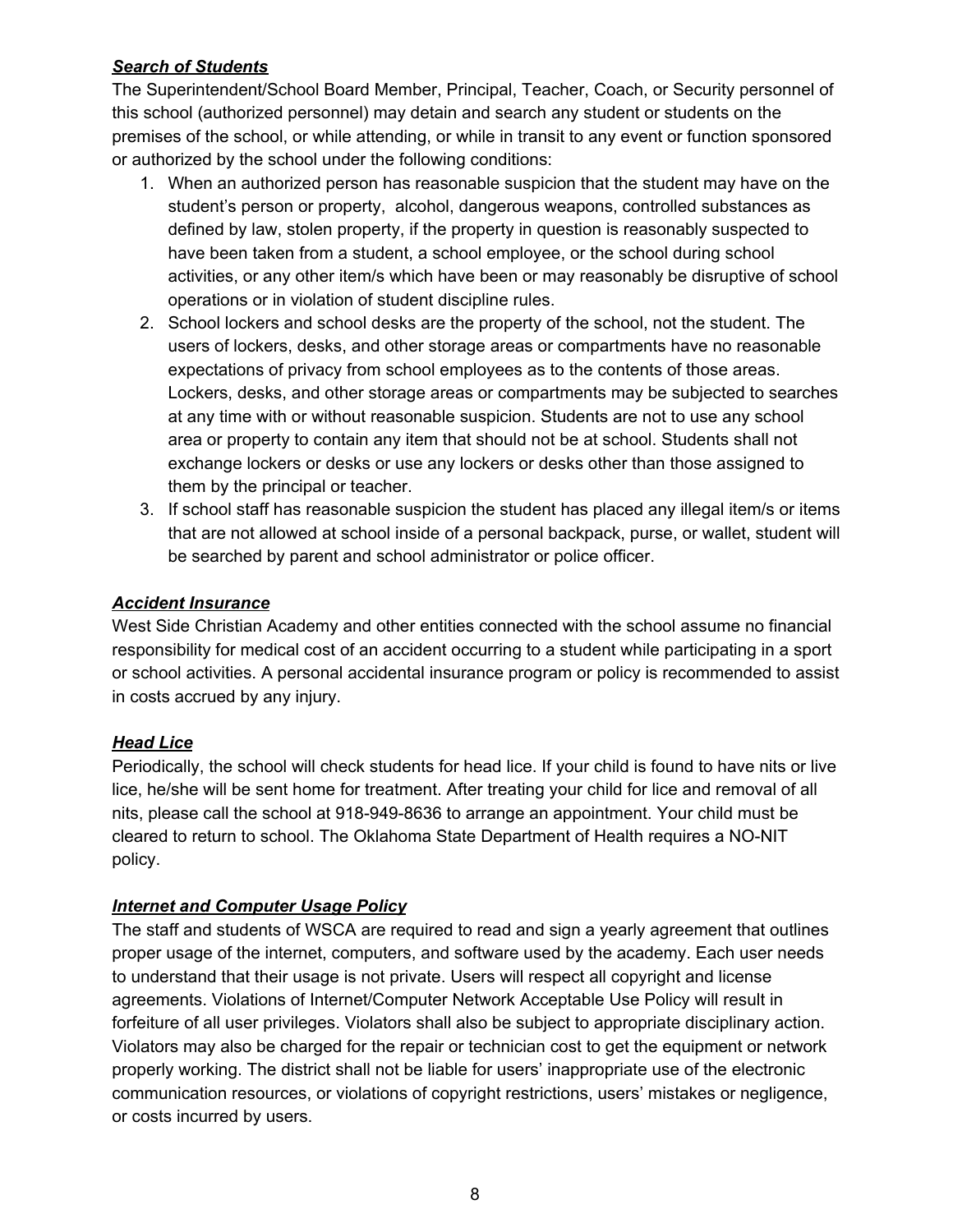***Search of Students***

The Superintendent/School Board Member, Principal, Teacher, Coach, or Security personnel of this school (authorized personnel) may detain and search any student or students on the premises of the school, or while attending, or while in transit to any event or function sponsored or authorized by the school under the following conditions:

1. When an authorized person has reasonable suspicion that the student may have on the student's person or property, alcohol, dangerous weapons, controlled substances as defined by law, stolen property, if the property in question is reasonably suspected to have been taken from a student, a school employee, or the school during school activities, or any other item/s which have been or may reasonably be disruptive of school operations or in violation of student discipline rules.
2. School lockers and school desks are the property of the school, not the student. The users of lockers, desks, and other storage areas or compartments have no reasonable expectations of privacy from school employees as to the contents of those areas. Lockers, desks, and other storage areas or compartments may be subjected to searches at any time with or without reasonable suspicion. Students are not to use any school area or property to contain any item that should not be at school. Students shall not exchange lockers or desks or use any lockers or desks other than those assigned to them by the principal or teacher.
3. If school staff has reasonable suspicion the student has placed any illegal item/s or items that are not allowed at school inside of a personal backpack, purse, or wallet, student will be searched by parent and school administrator or police officer.

***Accident Insurance***

West Side Christian Academy and other entities connected with the school assume no financial responsibility for medical cost of an accident occurring to a student while participating in a sport or school activities. A personal accidental insurance program or policy is recommended to assist in costs accrued by any injury.

***Head Lice***

Periodically, the school will check students for head lice. If your child is found to have nits or live lice, he/she will be sent home for treatment. After treating your child for lice and removal of all nits, please call the school at 918-949-8636 to arrange an appointment. Your child must be cleared to return to school. The Oklahoma State Department of Health requires a NO-NIT policy.

***Internet and Computer Usage Policy***

The staff and students of WSCA are required to read and sign a yearly agreement that outlines proper usage of the internet, computers, and software used by the academy. Each user needs to understand that their usage is not private. Users will respect all copyright and license agreements. Violations of Internet/Computer Network Acceptable Use Policy will result in forfeiture of all user privileges. Violators shall also be subject to appropriate disciplinary action. Violators may also be charged for the repair or technician cost to get the equipment or network properly working. The district shall not be liable for users' inappropriate use of the electronic communication resources, or violations of copyright restrictions, users' mistakes or negligence, or costs incurred by users.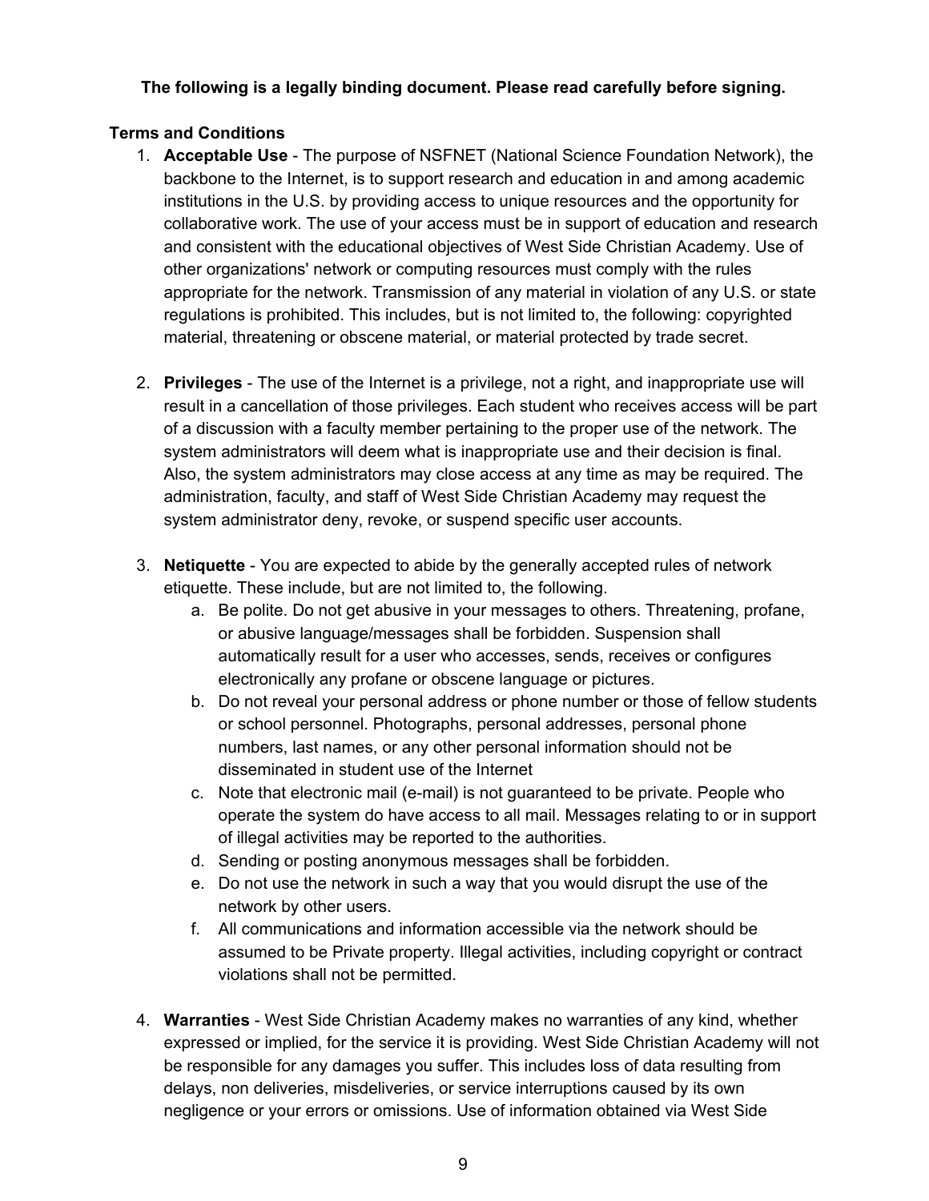**The following is a legally binding document. Please read carefully before signing.**

**Terms and Conditions**

1. **Acceptable Use** - The purpose of NSFNET (National Science Foundation Network), the backbone to the Internet, is to support research and education in and among academic institutions in the U.S. by providing access to unique resources and the opportunity for collaborative work. The use of your access must be in support of education and research and consistent with the educational objectives of West Side Christian Academy. Use of other organizations' network or computing resources must comply with the rules appropriate for the network. Transmission of any material in violation of any U.S. or state regulations is prohibited. This includes, but is not limited to, the following: copyrighted material, threatening or obscene material, or material protected by trade secret.

2. **Privileges** - The use of the Internet is a privilege, not a right, and inappropriate use will result in a cancellation of those privileges. Each student who receives access will be part of a discussion with a faculty member pertaining to the proper use of the network. The system administrators will deem what is inappropriate use and their decision is final. Also, the system administrators may close access at any time as may be required. The administration, faculty, and staff of West Side Christian Academy may request the system administrator deny, revoke, or suspend specific user accounts.

3. **Netiquette** - You are expected to abide by the generally accepted rules of network etiquette. These include, but are not limited to, the following.
   a. Be polite. Do not get abusive in your messages to others. Threatening, profane, or abusive language/messages shall be forbidden. Suspension shall automatically result for a user who accesses, sends, receives or configures electronically any profane or obscene language or pictures.
   b. Do not reveal your personal address or phone number or those of fellow students or school personnel. Photographs, personal addresses, personal phone numbers, last names, or any other personal information should not be disseminated in student use of the Internet
   c. Note that electronic mail (e-mail) is not guaranteed to be private. People who operate the system do have access to all mail. Messages relating to or in support of illegal activities may be reported to the authorities.
   d. Sending or posting anonymous messages shall be forbidden.
   e. Do not use the network in such a way that you would disrupt the use of the network by other users.
   f. All communications and information accessible via the network should be assumed to be Private property. Illegal activities, including copyright or contract violations shall not be permitted.

4. **Warranties** - West Side Christian Academy makes no warranties of any kind, whether expressed or implied, for the service it is providing. West Side Christian Academy will not be responsible for any damages you suffer. This includes loss of data resulting from delays, non deliveries, misdeliveries, or service interruptions caused by its own negligence or your errors or omissions. Use of information obtained via West Side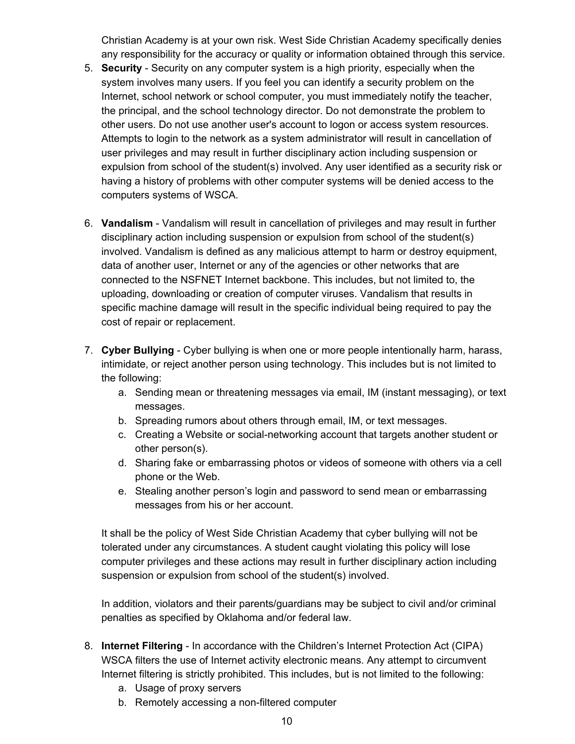Christian Academy is at your own risk. West Side Christian Academy specifically denies any responsibility for the accuracy or quality or information obtained through this service.

5. **Security** - Security on any computer system is a high priority, especially when the system involves many users. If you feel you can identify a security problem on the Internet, school network or school computer, you must immediately notify the teacher, the principal, and the school technology director. Do not demonstrate the problem to other users. Do not use another user's account to logon or access system resources. Attempts to login to the network as a system administrator will result in cancellation of user privileges and may result in further disciplinary action including suspension or expulsion from school of the student(s) involved. Any user identified as a security risk or having a history of problems with other computer systems will be denied access to the computers systems of WSCA.

6. **Vandalism** - Vandalism will result in cancellation of privileges and may result in further disciplinary action including suspension or expulsion from school of the student(s) involved. Vandalism is defined as any malicious attempt to harm or destroy equipment, data of another user, Internet or any of the agencies or other networks that are connected to the NSFNET Internet backbone. This includes, but not limited to, the uploading, downloading or creation of computer viruses. Vandalism that results in specific machine damage will result in the specific individual being required to pay the cost of repair or replacement.

7. **Cyber Bullying** - Cyber bullying is when one or more people intentionally harm, harass, intimidate, or reject another person using technology. This includes but is not limited to the following:
    a. Sending mean or threatening messages via email, IM (instant messaging), or text messages.
    b. Spreading rumors about others through email, IM, or text messages.
    c. Creating a Website or social-networking account that targets another student or other person(s).
    d. Sharing fake or embarrassing photos or videos of someone with others via a cell phone or the Web.
    e. Stealing another person's login and password to send mean or embarrassing messages from his or her account.

    It shall be the policy of West Side Christian Academy that cyber bullying will not be tolerated under any circumstances. A student caught violating this policy will lose computer privileges and these actions may result in further disciplinary action including suspension or expulsion from school of the student(s) involved.

    In addition, violators and their parents/guardians may be subject to civil and/or criminal penalties as specified by Oklahoma and/or federal law.

8. **Internet Filtering** - In accordance with the Children's Internet Protection Act (CIPA) WSCA filters the use of Internet activity electronic means. Any attempt to circumvent Internet filtering is strictly prohibited. This includes, but is not limited to the following:
    a. Usage of proxy servers
    b. Remotely accessing a non-filtered computer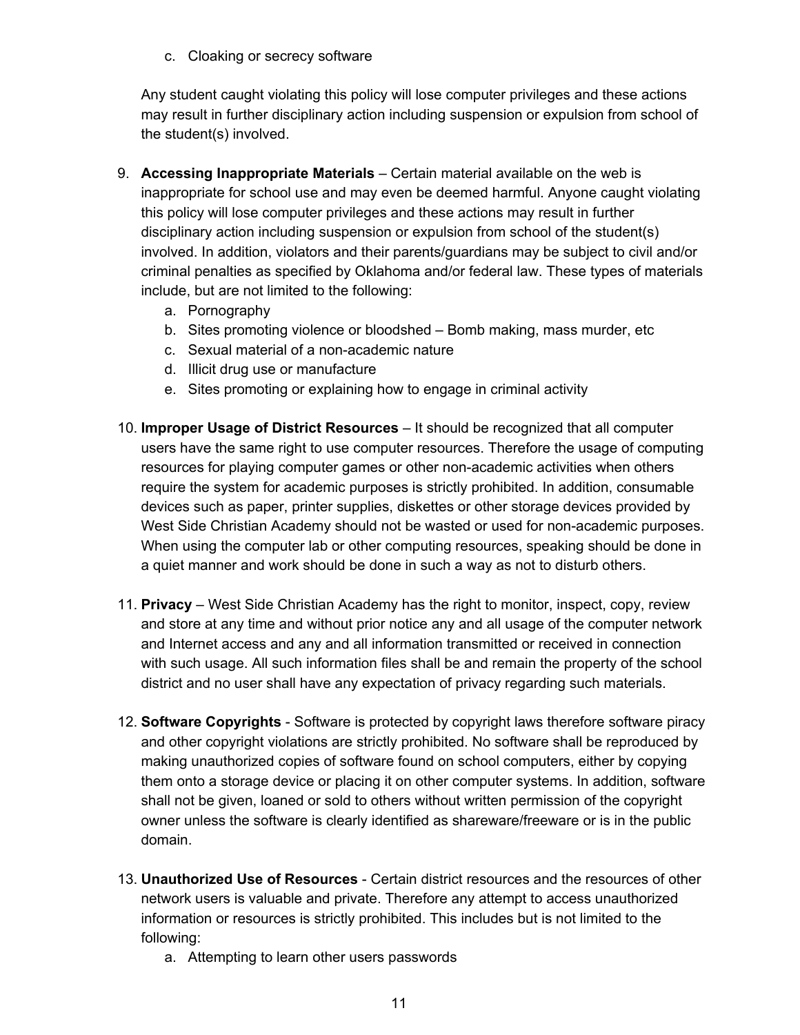c. Cloaking or secrecy software

   Any student caught violating this policy will lose computer privileges and these actions may result in further disciplinary action including suspension or expulsion from school of the student(s) involved.

9. **Accessing Inappropriate Materials** – Certain material available on the web is inappropriate for school use and may even be deemed harmful. Anyone caught violating this policy will lose computer privileges and these actions may result in further disciplinary action including suspension or expulsion from school of the student(s) involved. In addition, violators and their parents/guardians may be subject to civil and/or criminal penalties as specified by Oklahoma and/or federal law. These types of materials include, but are not limited to the following:
   a. Pornography
   b. Sites promoting violence or bloodshed – Bomb making, mass murder, etc
   c. Sexual material of a non-academic nature
   d. Illicit drug use or manufacture
   e. Sites promoting or explaining how to engage in criminal activity

10. **Improper Usage of District Resources** – It should be recognized that all computer users have the same right to use computer resources. Therefore the usage of computing resources for playing computer games or other non-academic activities when others require the system for academic purposes is strictly prohibited. In addition, consumable devices such as paper, printer supplies, diskettes or other storage devices provided by West Side Christian Academy should not be wasted or used for non-academic purposes. When using the computer lab or other computing resources, speaking should be done in a quiet manner and work should be done in such a way as not to disturb others.

11. **Privacy** – West Side Christian Academy has the right to monitor, inspect, copy, review and store at any time and without prior notice any and all usage of the computer network and Internet access and any and all information transmitted or received in connection with such usage. All such information files shall be and remain the property of the school district and no user shall have any expectation of privacy regarding such materials.

12. **Software Copyrights** - Software is protected by copyright laws therefore software piracy and other copyright violations are strictly prohibited. No software shall be reproduced by making unauthorized copies of software found on school computers, either by copying them onto a storage device or placing it on other computer systems. In addition, software shall not be given, loaned or sold to others without written permission of the copyright owner unless the software is clearly identified as shareware/freeware or is in the public domain.

13. **Unauthorized Use of Resources** - Certain district resources and the resources of other network users is valuable and private. Therefore any attempt to access unauthorized information or resources is strictly prohibited. This includes but is not limited to the following:
   a. Attempting to learn other users passwords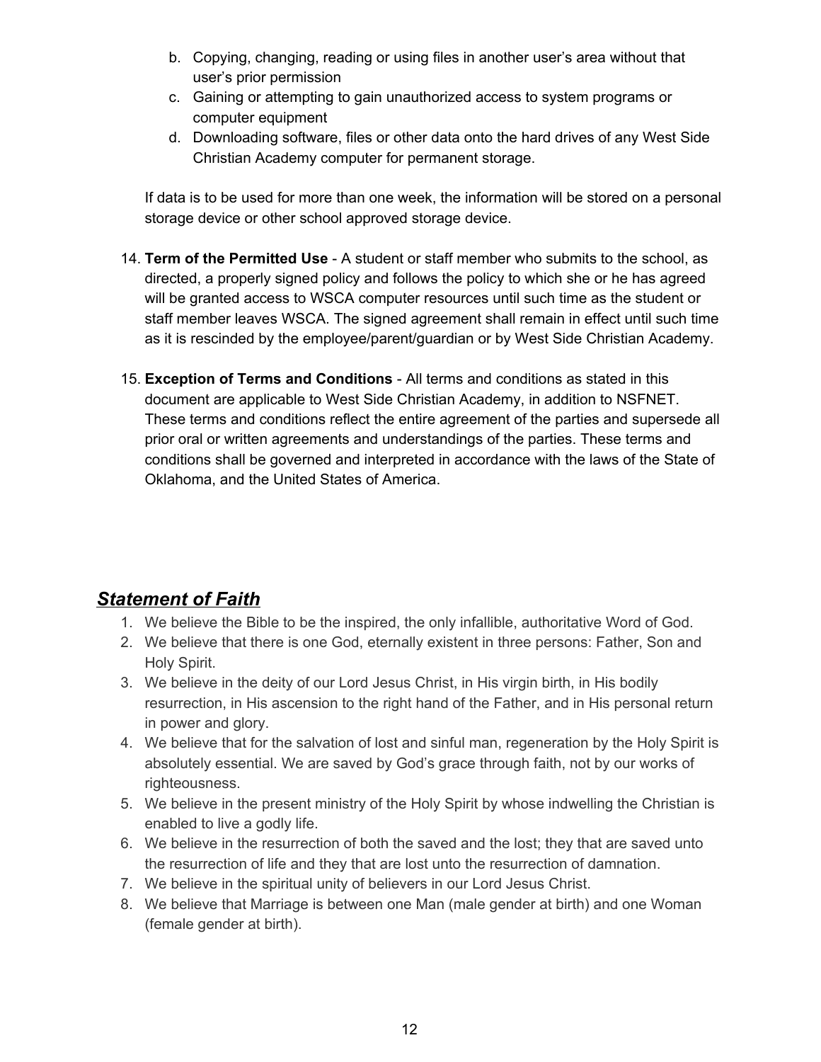b. Copying, changing, reading or using files in another user's area without that user's prior permission
c. Gaining or attempting to gain unauthorized access to system programs or computer equipment
d. Downloading software, files or other data onto the hard drives of any West Side Christian Academy computer for permanent storage.

If data is to be used for more than one week, the information will be stored on a personal storage device or other school approved storage device.

14. **Term of the Permitted Use** - A student or staff member who submits to the school, as directed, a properly signed policy and follows the policy to which she or he has agreed will be granted access to WSCA computer resources until such time as the student or staff member leaves WSCA. The signed agreement shall remain in effect until such time as it is rescinded by the employee/parent/guardian or by West Side Christian Academy.

15. **Exception of Terms and Conditions** - All terms and conditions as stated in this document are applicable to West Side Christian Academy, in addition to NSFNET. These terms and conditions reflect the entire agreement of the parties and supersede all prior oral or written agreements and understandings of the parties. These terms and conditions shall be governed and interpreted in accordance with the laws of the State of Oklahoma, and the United States of America.

## ***Statement of Faith***

1. We believe the Bible to be the inspired, the only infallible, authoritative Word of God.
2. We believe that there is one God, eternally existent in three persons: Father, Son and Holy Spirit.
3. We believe in the deity of our Lord Jesus Christ, in His virgin birth, in His bodily resurrection, in His ascension to the right hand of the Father, and in His personal return in power and glory.
4. We believe that for the salvation of lost and sinful man, regeneration by the Holy Spirit is absolutely essential. We are saved by God's grace through faith, not by our works of righteousness.
5. We believe in the present ministry of the Holy Spirit by whose indwelling the Christian is enabled to live a godly life.
6. We believe in the resurrection of both the saved and the lost; they that are saved unto the resurrection of life and they that are lost unto the resurrection of damnation.
7. We believe in the spiritual unity of believers in our Lord Jesus Christ.
8. We believe that Marriage is between one Man (male gender at birth) and one Woman (female gender at birth).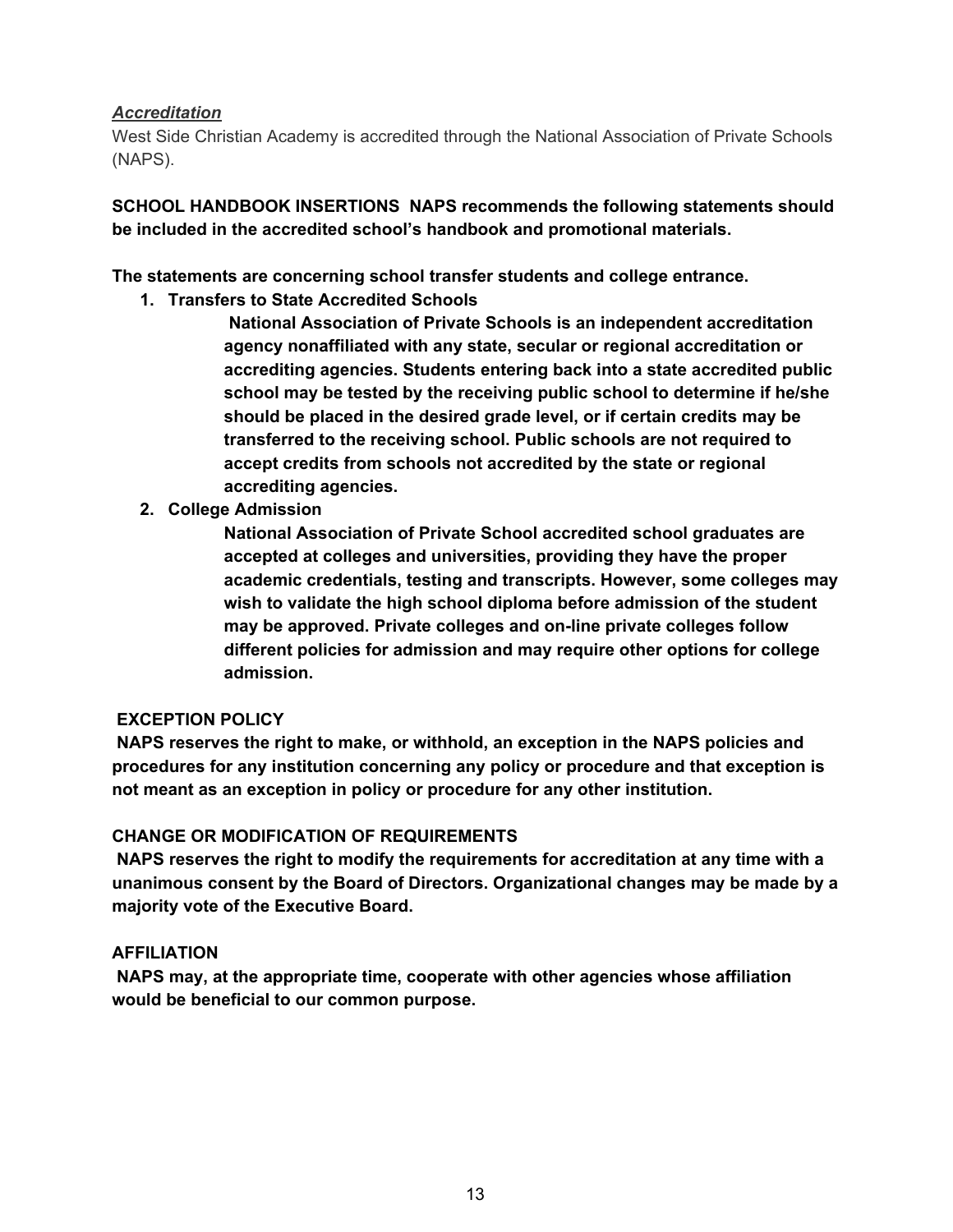***Accreditation***

West Side Christian Academy is accredited through the National Association of Private Schools (NAPS).

**SCHOOL HANDBOOK INSERTIONS NAPS recommends the following statements should be included in the accredited school's handbook and promotional materials.**

**The statements are concerning school transfer students and college entrance.**

1. **Transfers to State Accredited Schools**

   **National Association of Private Schools is an independent accreditation agency nonaffiliated with any state, secular or regional accreditation or accrediting agencies. Students entering back into a state accredited public school may be tested by the receiving public school to determine if he/she should be placed in the desired grade level, or if certain credits may be transferred to the receiving school. Public schools are not required to accept credits from schools not accredited by the state or regional accrediting agencies.**

2. **College Admission**

   **National Association of Private School accredited school graduates are accepted at colleges and universities, providing they have the proper academic credentials, testing and transcripts. However, some colleges may wish to validate the high school diploma before admission of the student may be approved. Private colleges and on-line private colleges follow different policies for admission and may require other options for college admission.**

**EXCEPTION POLICY**

**NAPS reserves the right to make, or withhold, an exception in the NAPS policies and procedures for any institution concerning any policy or procedure and that exception is not meant as an exception in policy or procedure for any other institution.**

**CHANGE OR MODIFICATION OF REQUIREMENTS**

**NAPS reserves the right to modify the requirements for accreditation at any time with a unanimous consent by the Board of Directors. Organizational changes may be made by a majority vote of the Executive Board.**

**AFFILIATION**

**NAPS may, at the appropriate time, cooperate with other agencies whose affiliation would be beneficial to our common purpose.**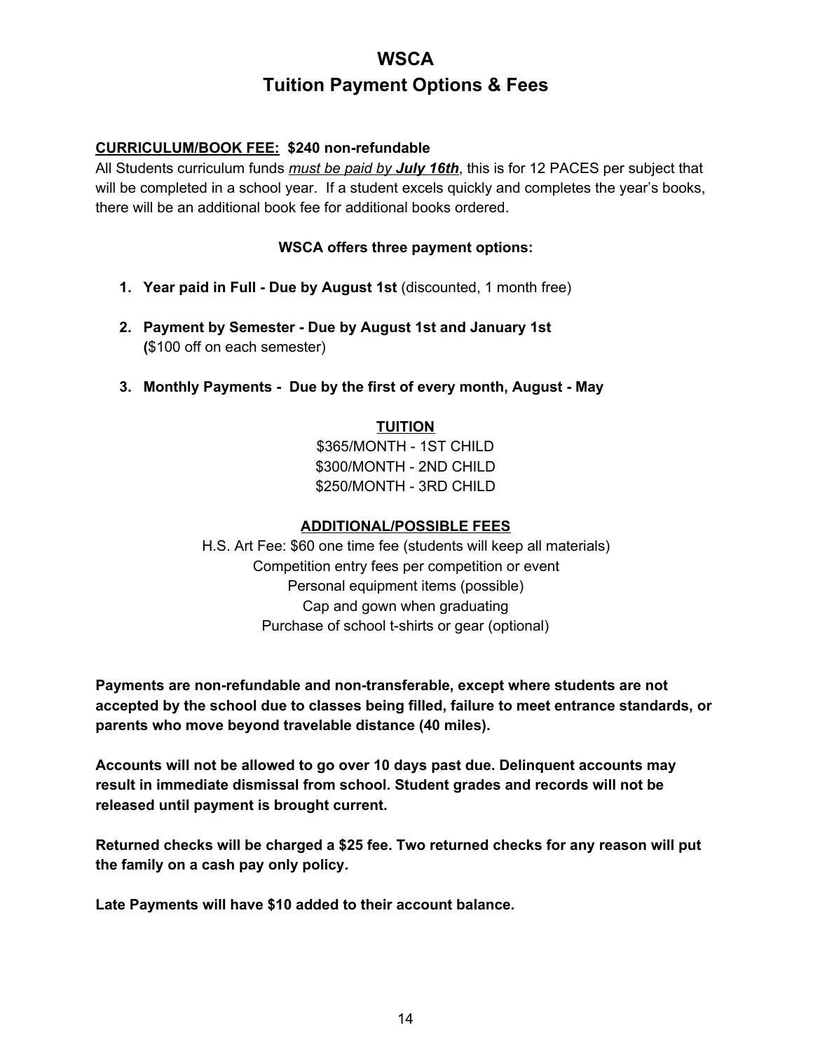# WSCA
# Tuition Payment Options & Fees

**<u>CURRICULUM/BOOK FEE:</u> $240 non-refundable**
All Students curriculum funds *<u>must be paid by **July 16th**</u>*, this is for 12 PACES per subject that will be completed in a school year. If a student excels quickly and completes the year's books, there will be an additional book fee for additional books ordered.

**WSCA offers three payment options:**

1. **Year paid in Full - Due by August 1st** (discounted, 1 month free)

2. **Payment by Semester - Due by August 1st and January 1st**
   **(**$100 off on each semester)

3. **Monthly Payments - Due by the first of every month, August - May**

**<u>TUITION</u>**

$365/MONTH - 1ST CHILD
$300/MONTH - 2ND CHILD
$250/MONTH - 3RD CHILD

**<u>ADDITIONAL/POSSIBLE FEES</u>**

H.S. Art Fee: $60 one time fee (students will keep all materials)
Competition entry fees per competition or event
Personal equipment items (possible)
Cap and gown when graduating
Purchase of school t-shirts or gear (optional)

**Payments are non-refundable and non-transferable, except where students are not accepted by the school due to classes being filled, failure to meet entrance standards, or parents who move beyond travelable distance (40 miles).**

**Accounts will not be allowed to go over 10 days past due. Delinquent accounts may result in immediate dismissal from school. Student grades and records will not be released until payment is brought current.**

**Returned checks will be charged a $25 fee. Two returned checks for any reason will put the family on a cash pay only policy.**

**Late Payments will have $10 added to their account balance.**